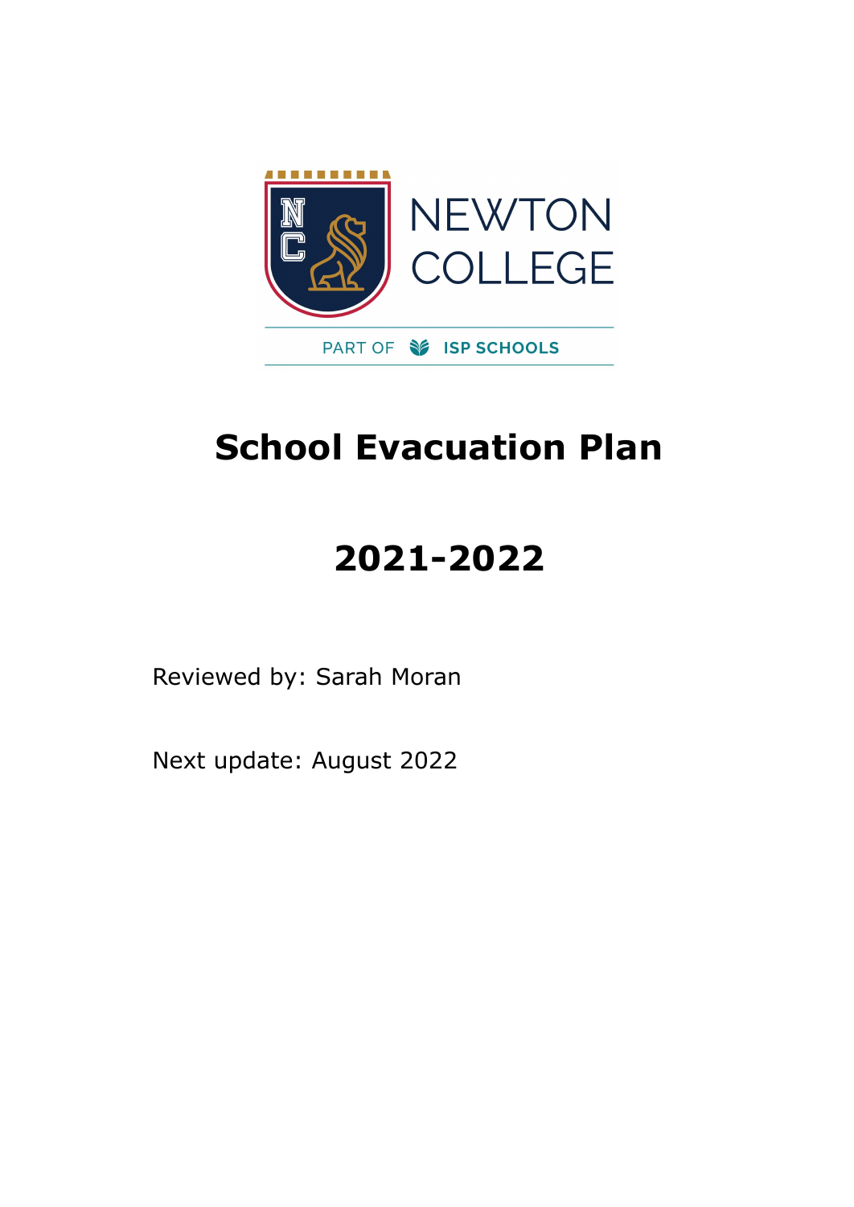NEWTON COLLEGE

PART OF ISP SCHOOLS

# School Evacuation Plan

# 2021-2022

Reviewed by: Sarah Moran

Next update: August 2022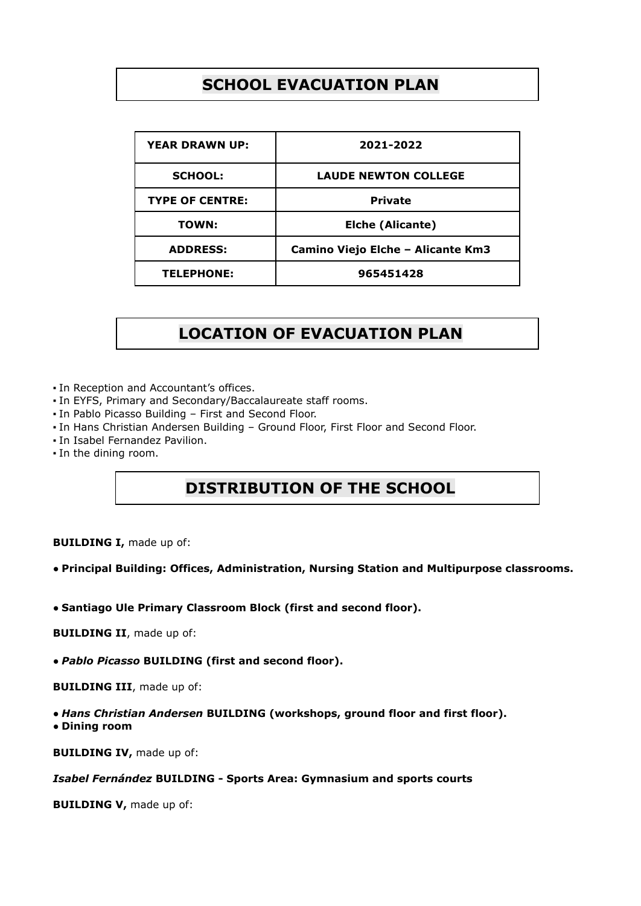# SCHOOL EVACUATION PLAN

| YEAR DRAWN UP: | 2021-2022 |
|---|---|
| SCHOOL: | LAUDE NEWTON COLLEGE |
| TYPE OF CENTRE: | Private |
| TOWN: | Elche (Alicante) |
| ADDRESS: | Camino Viejo Elche – Alicante Km3 |
| TELEPHONE: | 965451428 |

# LOCATION OF EVACUATION PLAN

- In Reception and Accountant's offices.
- In EYFS, Primary and Secondary/Baccalaureate staff rooms.
- In Pablo Picasso Building – First and Second Floor.
- In Hans Christian Andersen Building – Ground Floor, First Floor and Second Floor.
- In Isabel Fernandez Pavilion.
- In the dining room.

# DISTRIBUTION OF THE SCHOOL

**BUILDING I,** made up of:

- **Principal Building: Offices, Administration, Nursing Station and Multipurpose classrooms.**

- **Santiago Ule Primary Classroom Block (first and second floor).**

**BUILDING II**, made up of:

- ***Pablo Picasso* BUILDING (first and second floor).**

**BUILDING III**, made up of:

- ***Hans Christian Andersen* BUILDING (workshops, ground floor and first floor).**
- **Dining room**

**BUILDING IV,** made up of:

***Isabel Fernández* BUILDING - Sports Area: Gymnasium and sports courts**

**BUILDING V,** made up of: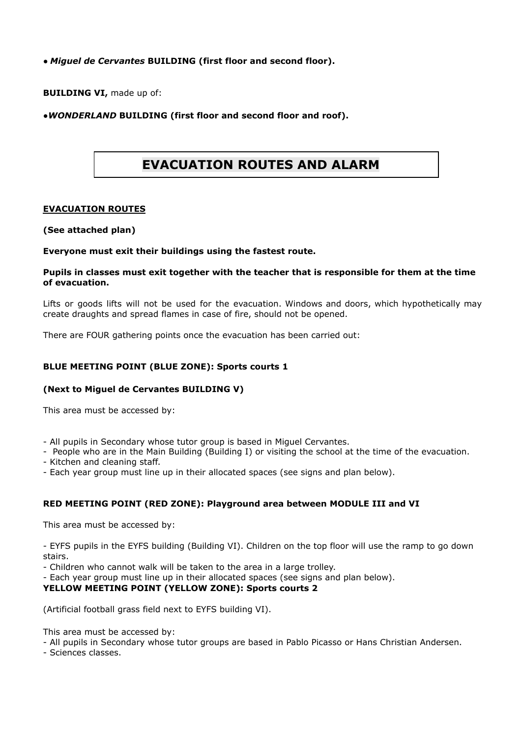• ***Miguel de Cervantes* BUILDING (first floor and second floor).**

**BUILDING VI,** made up of:

•***WONDERLAND* BUILDING (first floor and second floor and roof).**

## EVACUATION ROUTES AND ALARM

**EVACUATION ROUTES**

**(See attached plan)**

**Everyone must exit their buildings using the fastest route.**

**Pupils in classes must exit together with the teacher that is responsible for them at the time of evacuation.**

Lifts or goods lifts will not be used for the evacuation. Windows and doors, which hypothetically may create draughts and spread flames in case of fire, should not be opened.

There are FOUR gathering points once the evacuation has been carried out:

**BLUE MEETING POINT (BLUE ZONE): Sports courts 1**

**(Next to Miguel de Cervantes BUILDING V)**

This area must be accessed by:

- All pupils in Secondary whose tutor group is based in Miguel Cervantes.
- People who are in the Main Building (Building I) or visiting the school at the time of the evacuation.
- Kitchen and cleaning staff.
- Each year group must line up in their allocated spaces (see signs and plan below).

**RED MEETING POINT (RED ZONE): Playground area between MODULE III and VI**

This area must be accessed by:

- EYFS pupils in the EYFS building (Building VI). Children on the top floor will use the ramp to go down stairs.
- Children who cannot walk will be taken to the area in a large trolley.
- Each year group must line up in their allocated spaces (see signs and plan below).

**YELLOW MEETING POINT (YELLOW ZONE): Sports courts 2**

(Artificial football grass field next to EYFS building VI).

This area must be accessed by:
- All pupils in Secondary whose tutor groups are based in Pablo Picasso or Hans Christian Andersen.
- Sciences classes.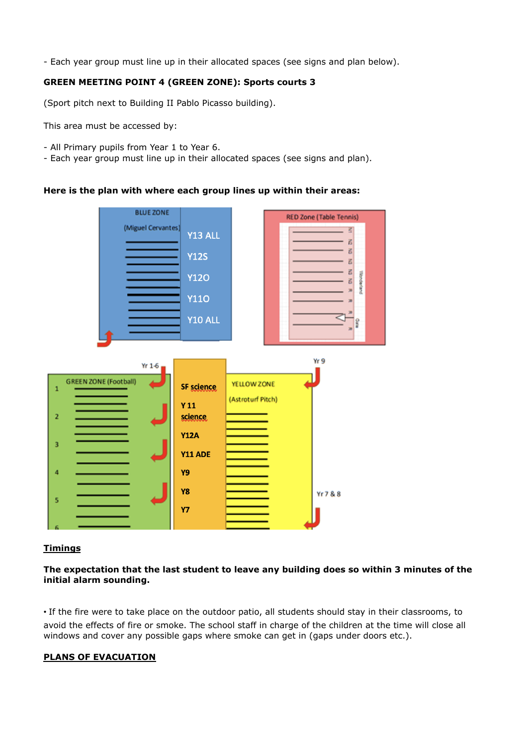- Each year group must line up in their allocated spaces (see signs and plan below).

**GREEN MEETING POINT 4 (GREEN ZONE): Sports courts 3**

(Sport pitch next to Building II Pablo Picasso building).

This area must be accessed by:

- All Primary pupils from Year 1 to Year 6.
- Each year group must line up in their allocated spaces (see signs and plan).

**Here is the plan with where each group lines up within their areas:**

BLUE ZONE (Miguel Cervantes): Y13 ALL, Y12S, Y12O, Y11O, Y10 ALL

RED Zone (Table Tennis)

GREEN ZONE (Football): Yr 1-6 (1, 2, 3, 4, 5, 6)

SF science, Y 11 science, Y12A, Y11 ADE, Y9, Y8, Y7

YELLOW ZONE (Astroturf Pitch): Yr 9, Yr 7 & 8

## Timings

**The expectation that the last student to leave any building does so within 3 minutes of the initial alarm sounding.**

• If the fire were to take place on the outdoor patio, all students should stay in their classrooms, to avoid the effects of fire or smoke. The school staff in charge of the children at the time will close all windows and cover any possible gaps where smoke can get in (gaps under doors etc.).

## PLANS OF EVACUATION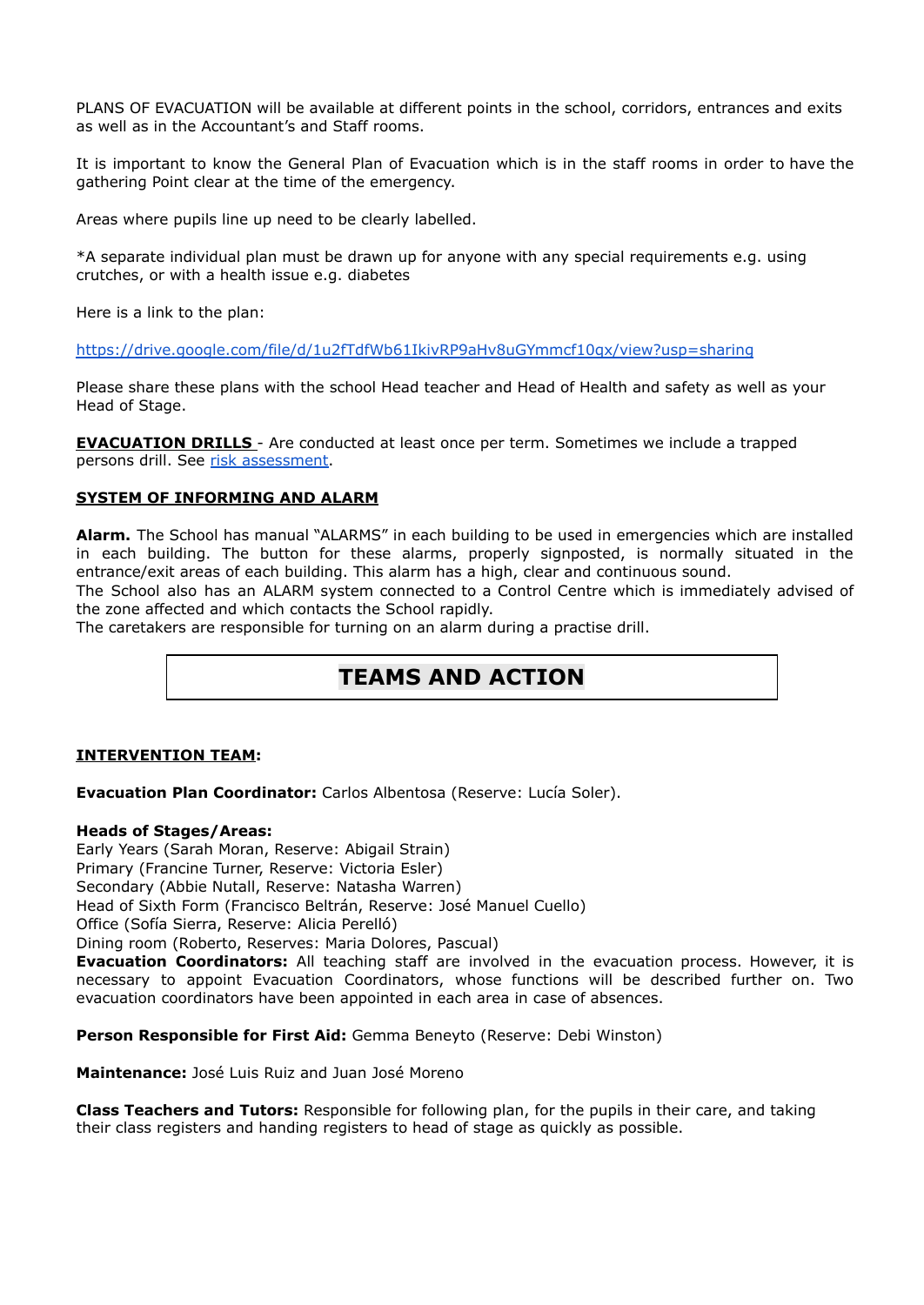PLANS OF EVACUATION will be available at different points in the school, corridors, entrances and exits as well as in the Accountant's and Staff rooms.

It is important to know the General Plan of Evacuation which is in the staff rooms in order to have the gathering Point clear at the time of the emergency.

Areas where pupils line up need to be clearly labelled.

*A separate individual plan must be drawn up for anyone with any special requirements e.g. using crutches, or with a health issue e.g. diabetes

Here is a link to the plan:

https://drive.google.com/file/d/1u2fTdfWb61IkivRP9aHv8uGYmmcf10qx/view?usp=sharing

Please share these plans with the school Head teacher and Head of Health and safety as well as your Head of Stage.

**EVACUATION DRILLS** - Are conducted at least once per term. Sometimes we include a trapped persons drill. See risk assessment.

**SYSTEM OF INFORMING AND ALARM**

**Alarm.** The School has manual "ALARMS" in each building to be used in emergencies which are installed in each building. The button for these alarms, properly signposted, is normally situated in the entrance/exit areas of each building. This alarm has a high, clear and continuous sound.
The School also has an ALARM system connected to a Control Centre which is immediately advised of the zone affected and which contacts the School rapidly.
The caretakers are responsible for turning on an alarm during a practise drill.

## TEAMS AND ACTION

**INTERVENTION TEAM:**

**Evacuation Plan Coordinator:** Carlos Albentosa (Reserve: Lucía Soler).

**Heads of Stages/Areas:**
Early Years (Sarah Moran, Reserve: Abigail Strain)
Primary (Francine Turner, Reserve: Victoria Esler)
Secondary (Abbie Nutall, Reserve: Natasha Warren)
Head of Sixth Form (Francisco Beltrán, Reserve: José Manuel Cuello)
Office (Sofía Sierra, Reserve: Alicia Perelló)
Dining room (Roberto, Reserves: Maria Dolores, Pascual)
**Evacuation Coordinators:** All teaching staff are involved in the evacuation process. However, it is necessary to appoint Evacuation Coordinators, whose functions will be described further on. Two evacuation coordinators have been appointed in each area in case of absences.

**Person Responsible for First Aid:** Gemma Beneyto (Reserve: Debi Winston)

**Maintenance:** José Luis Ruiz and Juan José Moreno

**Class Teachers and Tutors:** Responsible for following plan, for the pupils in their care, and taking their class registers and handing registers to head of stage as quickly as possible.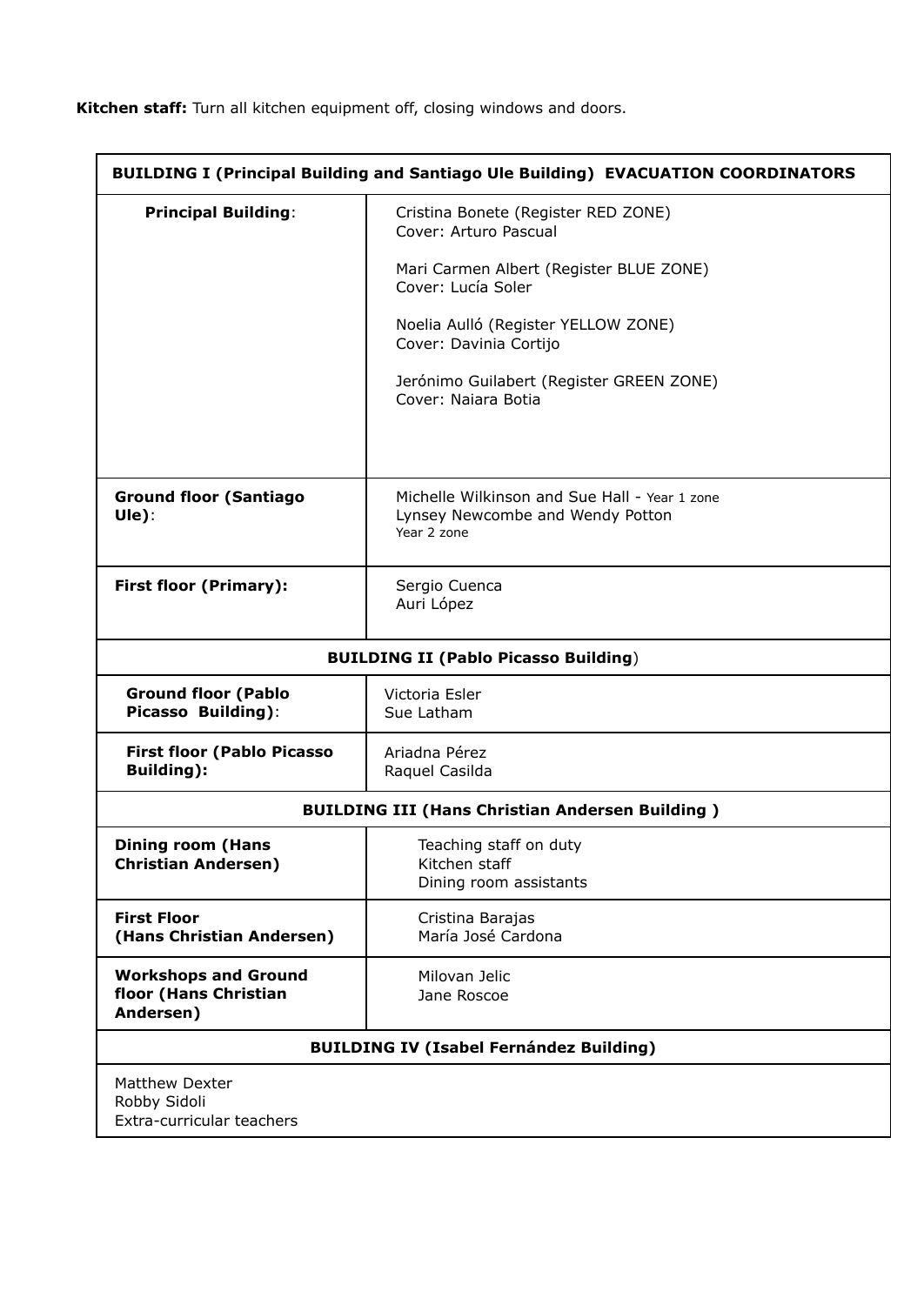**Kitchen staff:** Turn all kitchen equipment off, closing windows and doors.

| **BUILDING I (Principal Building and Santiago Ule Building) EVACUATION COORDINATORS** | |
|---|---|
| **Principal Building**: | Cristina Bonete (Register RED ZONE)<br>Cover: Arturo Pascual<br><br>Mari Carmen Albert (Register BLUE ZONE)<br>Cover: Lucía Soler<br><br>Noelia Aulló (Register YELLOW ZONE)<br>Cover: Davinia Cortijo<br><br>Jerónimo Guilabert (Register GREEN ZONE)<br>Cover: Naiara Botia |
| **Ground floor (Santiago Ule)**: | Michelle Wilkinson and Sue Hall - Year 1 zone<br>Lynsey Newcombe and Wendy Potton<br>Year 2 zone |
| **First floor (Primary):** | Sergio Cuenca<br>Auri López |
| **BUILDING II (Pablo Picasso Building)** | |
| **Ground floor (Pablo Picasso Building)**: | Victoria Esler<br>Sue Latham |
| **First floor (Pablo Picasso Building):** | Ariadna Pérez<br>Raquel Casilda |
| **BUILDING III (Hans Christian Andersen Building )** | |
| **Dining room (Hans Christian Andersen)** | Teaching staff on duty<br>Kitchen staff<br>Dining room assistants |
| **First Floor (Hans Christian Andersen)** | Cristina Barajas<br>María José Cardona |
| **Workshops and Ground floor (Hans Christian Andersen)** | Milovan Jelic<br>Jane Roscoe |
| **BUILDING IV (Isabel Fernández Building)** | |
| Matthew Dexter<br>Robby Sidoli<br>Extra-curricular teachers | |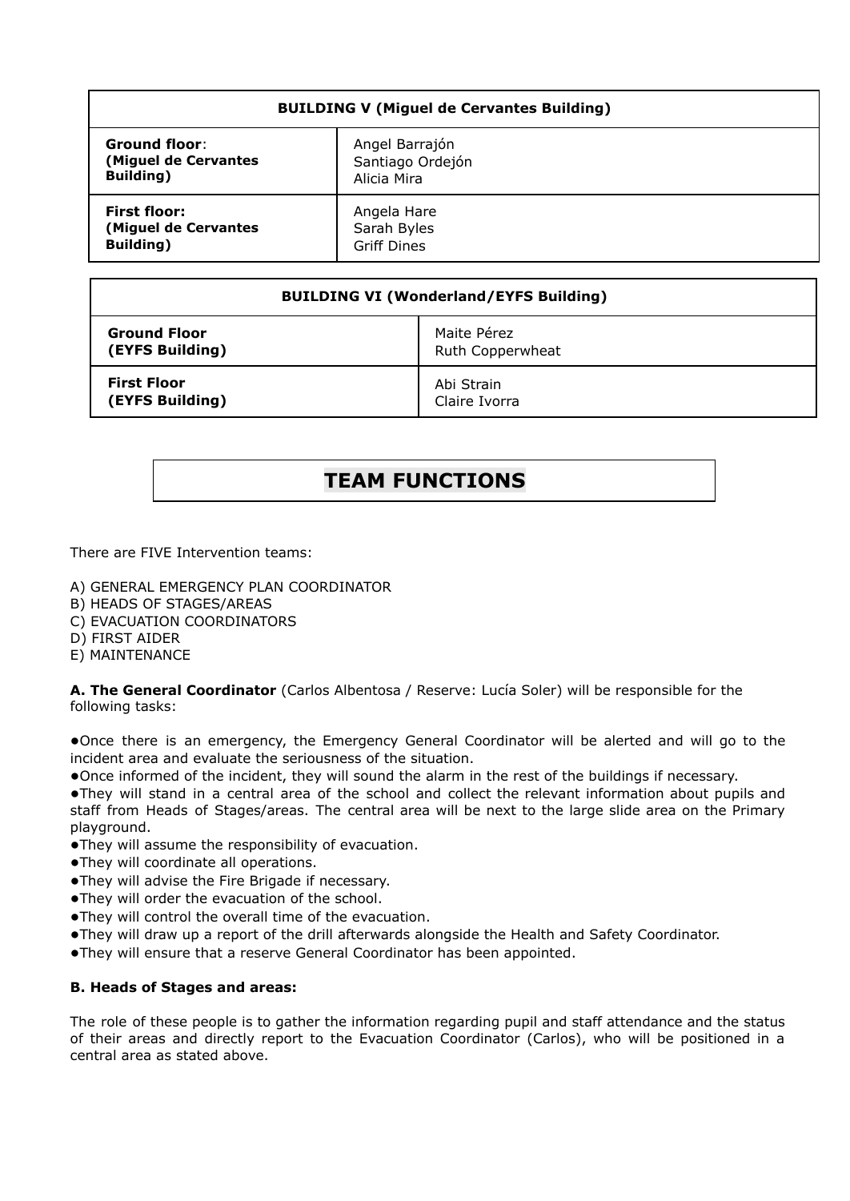| BUILDING V (Miguel de Cervantes Building) | |
|---|---|
| **Ground floor**: **(Miguel de Cervantes Building)** | Angel Barrajón<br>Santiago Ordejón<br>Alicia Mira |
| **First floor: (Miguel de Cervantes Building)** | Angela Hare<br>Sarah Byles<br>Griff Dines |

| BUILDING VI (Wonderland/EYFS Building) | |
|---|---|
| **Ground Floor (EYFS Building)** | Maite Pérez<br>Ruth Copperwheat |
| **First Floor (EYFS Building)** | Abi Strain<br>Claire Ivorra |

# TEAM FUNCTIONS

There are FIVE Intervention teams:

A) GENERAL EMERGENCY PLAN COORDINATOR
B) HEADS OF STAGES/AREAS
C) EVACUATION COORDINATORS
D) FIRST AIDER
E) MAINTENANCE

**A. The General Coordinator** (Carlos Albentosa / Reserve: Lucía Soler) will be responsible for the following tasks:

- Once there is an emergency, the Emergency General Coordinator will be alerted and will go to the incident area and evaluate the seriousness of the situation.
- Once informed of the incident, they will sound the alarm in the rest of the buildings if necessary.
- They will stand in a central area of the school and collect the relevant information about pupils and staff from Heads of Stages/areas. The central area will be next to the large slide area on the Primary playground.
- They will assume the responsibility of evacuation.
- They will coordinate all operations.
- They will advise the Fire Brigade if necessary.
- They will order the evacuation of the school.
- They will control the overall time of the evacuation.
- They will draw up a report of the drill afterwards alongside the Health and Safety Coordinator.
- They will ensure that a reserve General Coordinator has been appointed.

**B. Heads of Stages and areas:**

The role of these people is to gather the information regarding pupil and staff attendance and the status of their areas and directly report to the Evacuation Coordinator (Carlos), who will be positioned in a central area as stated above.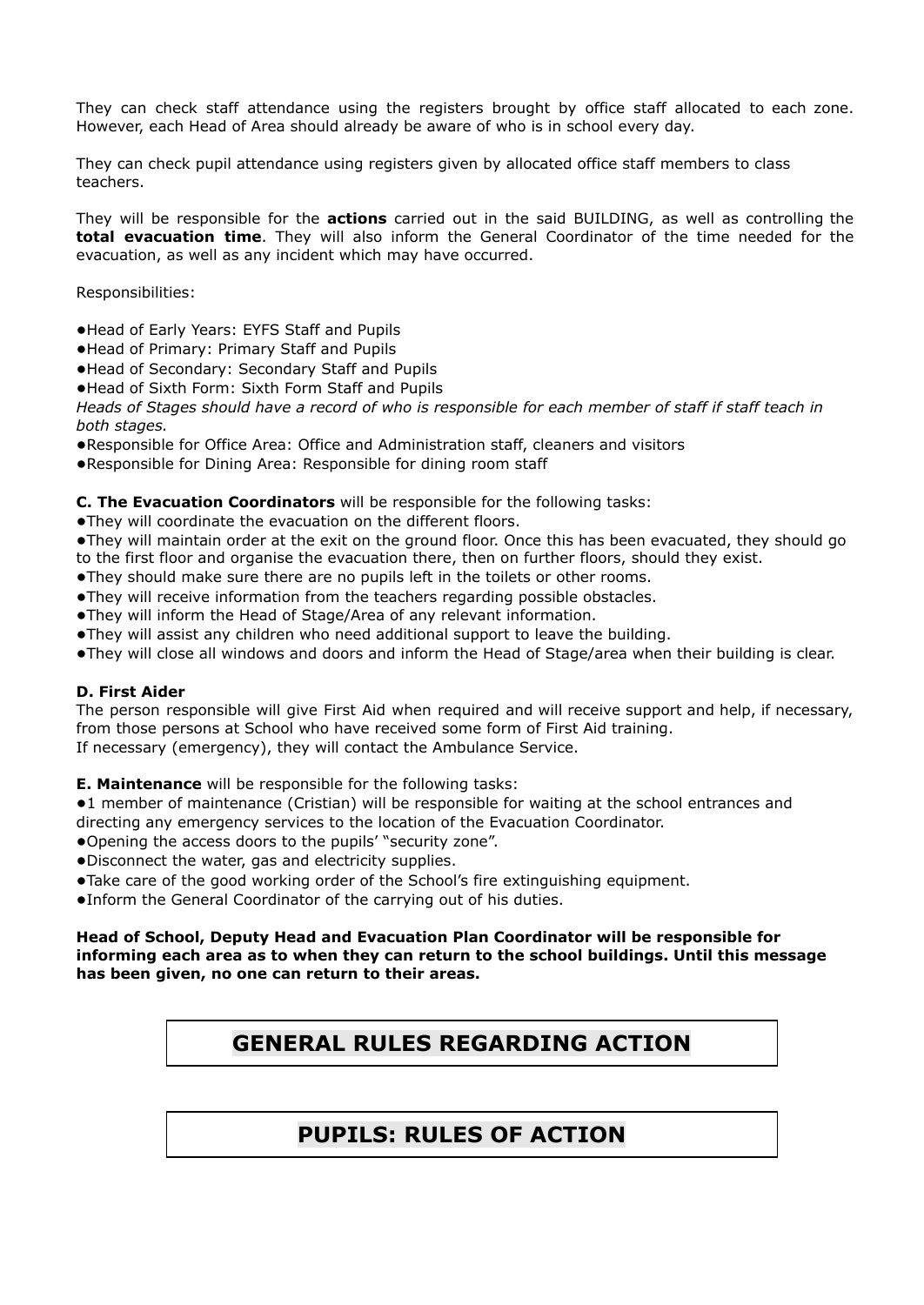They can check staff attendance using the registers brought by office staff allocated to each zone. However, each Head of Area should already be aware of who is in school every day.

They can check pupil attendance using registers given by allocated office staff members to class teachers.

They will be responsible for the **actions** carried out in the said BUILDING, as well as controlling the **total evacuation time**. They will also inform the General Coordinator of the time needed for the evacuation, as well as any incident which may have occurred.

Responsibilities:

- Head of Early Years: EYFS Staff and Pupils
- Head of Primary: Primary Staff and Pupils
- Head of Secondary: Secondary Staff and Pupils
- Head of Sixth Form: Sixth Form Staff and Pupils

*Heads of Stages should have a record of who is responsible for each member of staff if staff teach in both stages.*

- Responsible for Office Area: Office and Administration staff, cleaners and visitors
- Responsible for Dining Area: Responsible for dining room staff

**C. The Evacuation Coordinators** will be responsible for the following tasks:

- They will coordinate the evacuation on the different floors.
- They will maintain order at the exit on the ground floor. Once this has been evacuated, they should go to the first floor and organise the evacuation there, then on further floors, should they exist.
- They should make sure there are no pupils left in the toilets or other rooms.
- They will receive information from the teachers regarding possible obstacles.
- They will inform the Head of Stage/Area of any relevant information.
- They will assist any children who need additional support to leave the building.
- They will close all windows and doors and inform the Head of Stage/area when their building is clear.

**D. First Aider**

The person responsible will give First Aid when required and will receive support and help, if necessary, from those persons at School who have received some form of First Aid training.
If necessary (emergency), they will contact the Ambulance Service.

**E. Maintenance** will be responsible for the following tasks:

- 1 member of maintenance (Cristian) will be responsible for waiting at the school entrances and directing any emergency services to the location of the Evacuation Coordinator.
- Opening the access doors to the pupils' "security zone".
- Disconnect the water, gas and electricity supplies.
- Take care of the good working order of the School's fire extinguishing equipment.
- Inform the General Coordinator of the carrying out of his duties.

**Head of School, Deputy Head and Evacuation Plan Coordinator will be responsible for informing each area as to when they can return to the school buildings. Until this message has been given, no one can return to their areas.**

## GENERAL RULES REGARDING ACTION

## PUPILS: RULES OF ACTION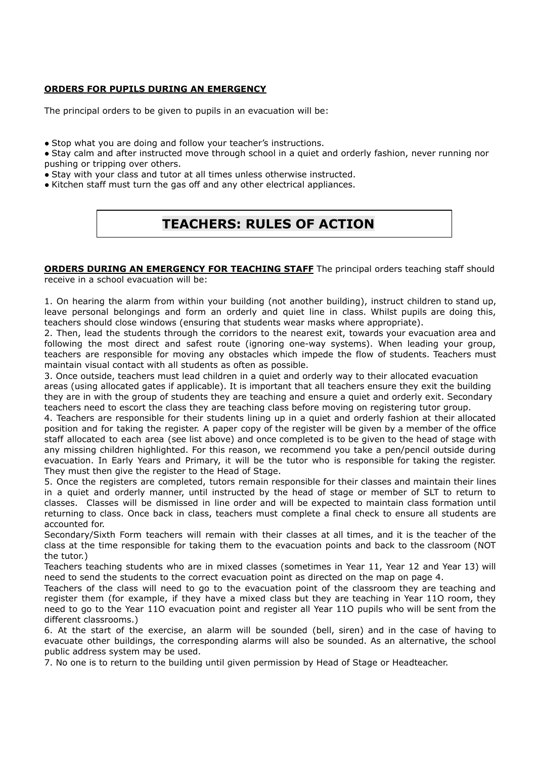**ORDERS FOR PUPILS DURING AN EMERGENCY**

The principal orders to be given to pupils in an evacuation will be:

- Stop what you are doing and follow your teacher's instructions.
- Stay calm and after instructed move through school in a quiet and orderly fashion, never running nor pushing or tripping over others.
- Stay with your class and tutor at all times unless otherwise instructed.
- Kitchen staff must turn the gas off and any other electrical appliances.

## TEACHERS: RULES OF ACTION

**ORDERS DURING AN EMERGENCY FOR TEACHING STAFF** The principal orders teaching staff should receive in a school evacuation will be:

1. On hearing the alarm from within your building (not another building), instruct children to stand up, leave personal belongings and form an orderly and quiet line in class. Whilst pupils are doing this, teachers should close windows (ensuring that students wear masks where appropriate).
2. Then, lead the students through the corridors to the nearest exit, towards your evacuation area and following the most direct and safest route (ignoring one-way systems). When leading your group, teachers are responsible for moving any obstacles which impede the flow of students. Teachers must maintain visual contact with all students as often as possible.
3. Once outside, teachers must lead children in a quiet and orderly way to their allocated evacuation areas (using allocated gates if applicable). It is important that all teachers ensure they exit the building they are in with the group of students they are teaching and ensure a quiet and orderly exit. Secondary teachers need to escort the class they are teaching class before moving on registering tutor group.
4. Teachers are responsible for their students lining up in a quiet and orderly fashion at their allocated position and for taking the register. A paper copy of the register will be given by a member of the office staff allocated to each area (see list above) and once completed is to be given to the head of stage with any missing children highlighted. For this reason, we recommend you take a pen/pencil outside during evacuation. In Early Years and Primary, it will be the tutor who is responsible for taking the register. They must then give the register to the Head of Stage.
5. Once the registers are completed, tutors remain responsible for their classes and maintain their lines in a quiet and orderly manner, until instructed by the head of stage or member of SLT to return to classes. Classes will be dismissed in line order and will be expected to maintain class formation until returning to class. Once back in class, teachers must complete a final check to ensure all students are accounted for.

Secondary/Sixth Form teachers will remain with their classes at all times, and it is the teacher of the class at the time responsible for taking them to the evacuation points and back to the classroom (NOT the tutor.)

Teachers teaching students who are in mixed classes (sometimes in Year 11, Year 12 and Year 13) will need to send the students to the correct evacuation point as directed on the map on page 4.

Teachers of the class will need to go to the evacuation point of the classroom they are teaching and register them (for example, if they have a mixed class but they are teaching in Year 11O room, they need to go to the Year 11O evacuation point and register all Year 11O pupils who will be sent from the different classrooms.)

6. At the start of the exercise, an alarm will be sounded (bell, siren) and in the case of having to evacuate other buildings, the corresponding alarms will also be sounded. As an alternative, the school public address system may be used.
7. No one is to return to the building until given permission by Head of Stage or Headteacher.